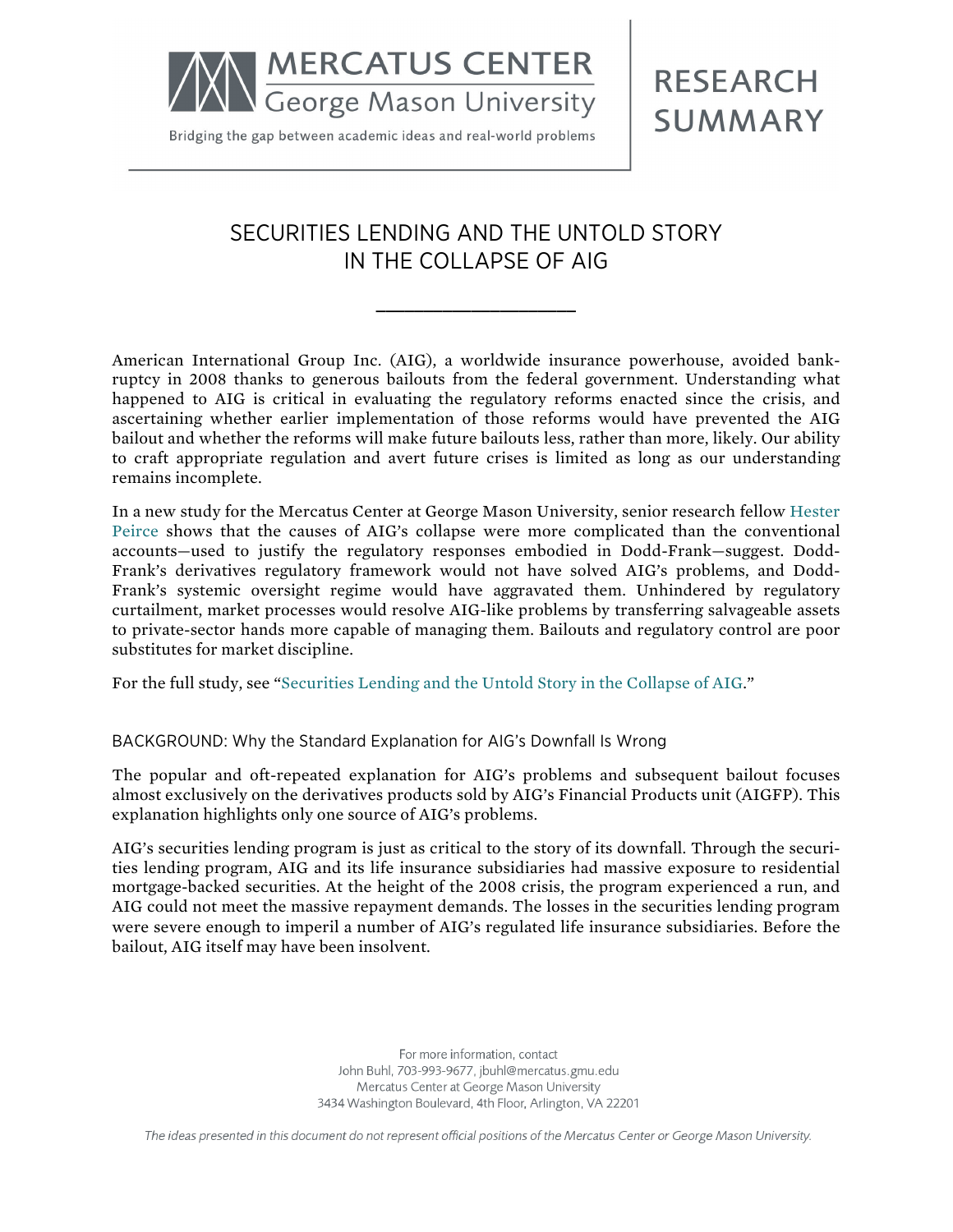MERCATUS CENTER
George Mason University

Bridging the gap between academic ideas and real-world problems

RESEARCH SUMMARY

# SECURITIES LENDING AND THE UNTOLD STORY IN THE COLLAPSE OF AIG

American International Group Inc. (AIG), a worldwide insurance powerhouse, avoided bankruptcy in 2008 thanks to generous bailouts from the federal government. Understanding what happened to AIG is critical in evaluating the regulatory reforms enacted since the crisis, and ascertaining whether earlier implementation of those reforms would have prevented the AIG bailout and whether the reforms will make future bailouts less, rather than more, likely. Our ability to craft appropriate regulation and avert future crises is limited as long as our understanding remains incomplete.

In a new study for the Mercatus Center at George Mason University, senior research fellow Hester Peirce shows that the causes of AIG's collapse were more complicated than the conventional accounts—used to justify the regulatory responses embodied in Dodd-Frank—suggest. Dodd-Frank's derivatives regulatory framework would not have solved AIG's problems, and Dodd-Frank's systemic oversight regime would have aggravated them. Unhindered by regulatory curtailment, market processes would resolve AIG-like problems by transferring salvageable assets to private-sector hands more capable of managing them. Bailouts and regulatory control are poor substitutes for market discipline.

For the full study, see "Securities Lending and the Untold Story in the Collapse of AIG."

## BACKGROUND: Why the Standard Explanation for AIG's Downfall Is Wrong

The popular and oft-repeated explanation for AIG's problems and subsequent bailout focuses almost exclusively on the derivatives products sold by AIG's Financial Products unit (AIGFP). This explanation highlights only one source of AIG's problems.

AIG's securities lending program is just as critical to the story of its downfall. Through the securities lending program, AIG and its life insurance subsidiaries had massive exposure to residential mortgage-backed securities. At the height of the 2008 crisis, the program experienced a run, and AIG could not meet the massive repayment demands. The losses in the securities lending program were severe enough to imperil a number of AIG's regulated life insurance subsidiaries. Before the bailout, AIG itself may have been insolvent.

For more information, contact
John Buhl, 703-993-9677, jbuhl@mercatus.gmu.edu
Mercatus Center at George Mason University
3434 Washington Boulevard, 4th Floor, Arlington, VA 22201

*The ideas presented in this document do not represent official positions of the Mercatus Center or George Mason University.*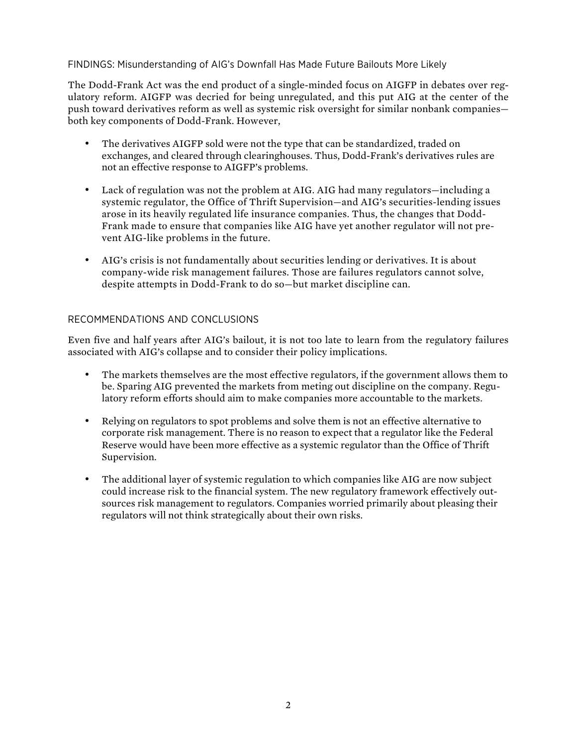## FINDINGS: Misunderstanding of AIG's Downfall Has Made Future Bailouts More Likely

The Dodd-Frank Act was the end product of a single-minded focus on AIGFP in debates over regulatory reform. AIGFP was decried for being unregulated, and this put AIG at the center of the push toward derivatives reform as well as systemic risk oversight for similar nonbank companies—both key components of Dodd-Frank. However,

- The derivatives AIGFP sold were not the type that can be standardized, traded on exchanges, and cleared through clearinghouses. Thus, Dodd-Frank's derivatives rules are not an effective response to AIGFP's problems.

- Lack of regulation was not the problem at AIG. AIG had many regulators—including a systemic regulator, the Office of Thrift Supervision—and AIG's securities-lending issues arose in its heavily regulated life insurance companies. Thus, the changes that Dodd-Frank made to ensure that companies like AIG have yet another regulator will not prevent AIG-like problems in the future.

- AIG's crisis is not fundamentally about securities lending or derivatives. It is about company-wide risk management failures. Those are failures regulators cannot solve, despite attempts in Dodd-Frank to do so—but market discipline can.

## RECOMMENDATIONS AND CONCLUSIONS

Even five and half years after AIG's bailout, it is not too late to learn from the regulatory failures associated with AIG's collapse and to consider their policy implications.

- The markets themselves are the most effective regulators, if the government allows them to be. Sparing AIG prevented the markets from meting out discipline on the company. Regulatory reform efforts should aim to make companies more accountable to the markets.

- Relying on regulators to spot problems and solve them is not an effective alternative to corporate risk management. There is no reason to expect that a regulator like the Federal Reserve would have been more effective as a systemic regulator than the Office of Thrift Supervision.

- The additional layer of systemic regulation to which companies like AIG are now subject could increase risk to the financial system. The new regulatory framework effectively outsources risk management to regulators. Companies worried primarily about pleasing their regulators will not think strategically about their own risks.